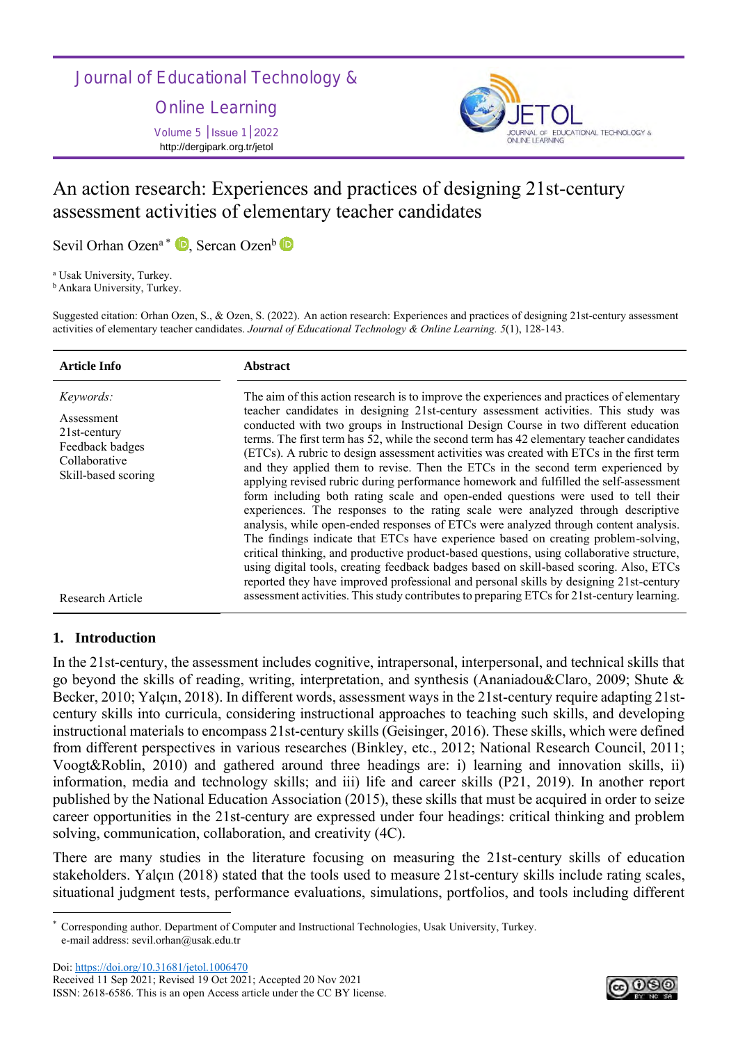Journal of Educational Technology & Online Learning

Volume 5 | Issue 1 | 2022

http://dergipark.org.tr/jetol

# An action research: Experiences and practices of designing 21st-century assessment activities of elementary teacher candidates

Sevil Orhan Ozen[a] *, Sercan Ozen[b]

[a] Usak University, Turkey.
[b] Ankara University, Turkey.

Suggested citation: Orhan Ozen, S., & Ozen, S. (2022). An action research: Experiences and practices of designing 21st-century assessment activities of elementary teacher candidates. *Journal of Educational Technology & Online Learning. 5*(1), 128-143.

| Article Info | Abstract |
|---|---|
| *Keywords:*<br>Assessment<br>21st-century<br>Feedback badges<br>Collaborative<br>Skill-based scoring<br><br>Research Article | The aim of this action research is to improve the experiences and practices of elementary teacher candidates in designing 21st-century assessment activities. This study was conducted with two groups in Instructional Design Course in two different education terms. The first term has 52, while the second term has 42 elementary teacher candidates (ETCs). A rubric to design assessment activities was created with ETCs in the first term and they applied them to revise. Then the ETCs in the second term experienced by applying revised rubric during performance homework and fulfilled the self-assessment form including both rating scale and open-ended questions were used to tell their experiences. The responses to the rating scale were analyzed through descriptive analysis, while open-ended responses of ETCs were analyzed through content analysis. The findings indicate that ETCs have experience based on creating problem-solving, critical thinking, and productive product-based questions, using collaborative structure, using digital tools, creating feedback badges based on skill-based scoring. Also, ETCs reported they have improved professional and personal skills by designing 21st-century assessment activities. This study contributes to preparing ETCs for 21st-century learning. |

## 1. Introduction

In the 21st-century, the assessment includes cognitive, intrapersonal, interpersonal, and technical skills that go beyond the skills of reading, writing, interpretation, and synthesis (Ananiadou&Claro, 2009; Shute & Becker, 2010; Yalçın, 2018). In different words, assessment ways in the 21st-century require adapting 21st-century skills into curricula, considering instructional approaches to teaching such skills, and developing instructional materials to encompass 21st-century skills (Geisinger, 2016). These skills, which were defined from different perspectives in various researches (Binkley, etc., 2012; National Research Council, 2011; Voogt&Roblin, 2010) and gathered around three headings are: i) learning and innovation skills, ii) information, media and technology skills; and iii) life and career skills (P21, 2019). In another report published by the National Education Association (2015), these skills that must be acquired in order to seize career opportunities in the 21st-century are expressed under four headings: critical thinking and problem solving, communication, collaboration, and creativity (4C).

There are many studies in the literature focusing on measuring the 21st-century skills of education stakeholders. Yalçın (2018) stated that the tools used to measure 21st-century skills include rating scales, situational judgment tests, performance evaluations, simulations, portfolios, and tools including different

\* Corresponding author. Department of Computer and Instructional Technologies, Usak University, Turkey.
e-mail address: sevil.orhan@usak.edu.tr

Doi: https://doi.org/10.31681/jetol.1006470
Received 11 Sep 2021; Revised 19 Oct 2021; Accepted 20 Nov 2021
ISSN: 2618-6586. This is an open Access article under the CC BY license.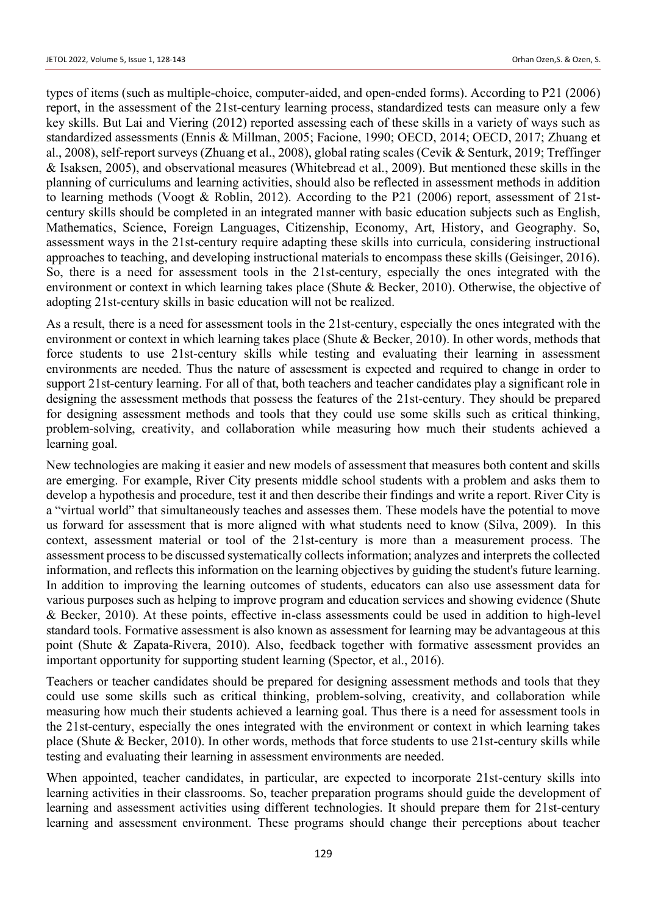types of items (such as multiple-choice, computer-aided, and open-ended forms). According to P21 (2006) report, in the assessment of the 21st-century learning process, standardized tests can measure only a few key skills. But Lai and Viering (2012) reported assessing each of these skills in a variety of ways such as standardized assessments (Ennis & Millman, 2005; Facione, 1990; OECD, 2014; OECD, 2017; Zhuang et al., 2008), self-report surveys (Zhuang et al., 2008), global rating scales (Cevik & Senturk, 2019; Treffinger & Isaksen, 2005), and observational measures (Whitebread et al., 2009). But mentioned these skills in the planning of curriculums and learning activities, should also be reflected in assessment methods in addition to learning methods (Voogt & Roblin, 2012). According to the P21 (2006) report, assessment of 21st-century skills should be completed in an integrated manner with basic education subjects such as English, Mathematics, Science, Foreign Languages, Citizenship, Economy, Art, History, and Geography. So, assessment ways in the 21st-century require adapting these skills into curricula, considering instructional approaches to teaching, and developing instructional materials to encompass these skills (Geisinger, 2016). So, there is a need for assessment tools in the 21st-century, especially the ones integrated with the environment or context in which learning takes place (Shute & Becker, 2010). Otherwise, the objective of adopting 21st-century skills in basic education will not be realized.

As a result, there is a need for assessment tools in the 21st-century, especially the ones integrated with the environment or context in which learning takes place (Shute & Becker, 2010). In other words, methods that force students to use 21st-century skills while testing and evaluating their learning in assessment environments are needed. Thus the nature of assessment is expected and required to change in order to support 21st-century learning. For all of that, both teachers and teacher candidates play a significant role in designing the assessment methods that possess the features of the 21st-century. They should be prepared for designing assessment methods and tools that they could use some skills such as critical thinking, problem-solving, creativity, and collaboration while measuring how much their students achieved a learning goal.

New technologies are making it easier and new models of assessment that measures both content and skills are emerging. For example, River City presents middle school students with a problem and asks them to develop a hypothesis and procedure, test it and then describe their findings and write a report. River City is a "virtual world" that simultaneously teaches and assesses them. These models have the potential to move us forward for assessment that is more aligned with what students need to know (Silva, 2009). In this context, assessment material or tool of the 21st-century is more than a measurement process. The assessment process to be discussed systematically collects information; analyzes and interprets the collected information, and reflects this information on the learning objectives by guiding the student's future learning. In addition to improving the learning outcomes of students, educators can also use assessment data for various purposes such as helping to improve program and education services and showing evidence (Shute & Becker, 2010). At these points, effective in-class assessments could be used in addition to high-level standard tools. Formative assessment is also known as assessment for learning may be advantageous at this point (Shute & Zapata-Rivera, 2010). Also, feedback together with formative assessment provides an important opportunity for supporting student learning (Spector, et al., 2016).

Teachers or teacher candidates should be prepared for designing assessment methods and tools that they could use some skills such as critical thinking, problem-solving, creativity, and collaboration while measuring how much their students achieved a learning goal. Thus there is a need for assessment tools in the 21st-century, especially the ones integrated with the environment or context in which learning takes place (Shute & Becker, 2010). In other words, methods that force students to use 21st-century skills while testing and evaluating their learning in assessment environments are needed.

When appointed, teacher candidates, in particular, are expected to incorporate 21st-century skills into learning activities in their classrooms. So, teacher preparation programs should guide the development of learning and assessment activities using different technologies. It should prepare them for 21st-century learning and assessment environment. These programs should change their perceptions about teacher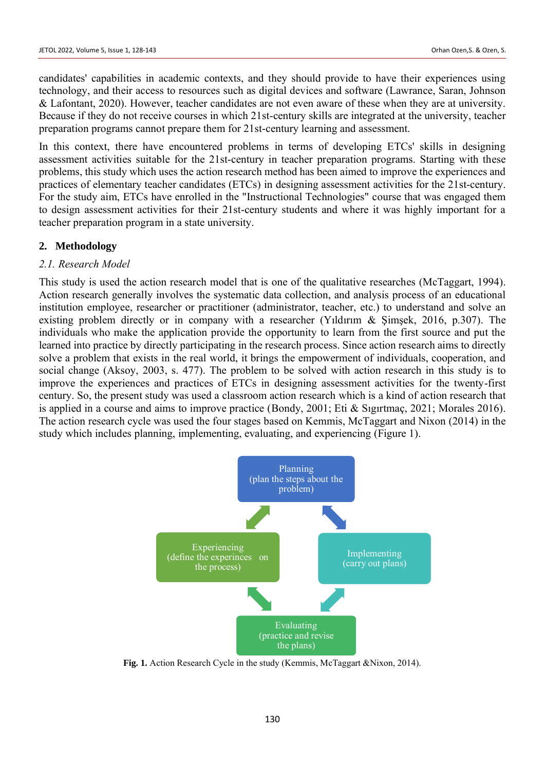candidates' capabilities in academic contexts, and they should provide to have their experiences using technology, and their access to resources such as digital devices and software (Lawrance, Saran, Johnson & Lafontant, 2020). However, teacher candidates are not even aware of these when they are at university. Because if they do not receive courses in which 21st-century skills are integrated at the university, teacher preparation programs cannot prepare them for 21st-century learning and assessment.

In this context, there have encountered problems in terms of developing ETCs' skills in designing assessment activities suitable for the 21st-century in teacher preparation programs. Starting with these problems, this study which uses the action research method has been aimed to improve the experiences and practices of elementary teacher candidates (ETCs) in designing assessment activities for the 21st-century. For the study aim, ETCs have enrolled in the "Instructional Technologies" course that was engaged them to design assessment activities for their 21st-century students and where it was highly important for a teacher preparation program in a state university.

## 2. Methodology

### *2.1. Research Model*

This study is used the action research model that is one of the qualitative researches (McTaggart, 1994). Action research generally involves the systematic data collection, and analysis process of an educational institution employee, researcher or practitioner (administrator, teacher, etc.) to understand and solve an existing problem directly or in company with a researcher (Yıldırım & Şimşek, 2016, p.307). The individuals who make the application provide the opportunity to learn from the first source and put the learned into practice by directly participating in the research process. Since action research aims to directly solve a problem that exists in the real world, it brings the empowerment of individuals, cooperation, and social change (Aksoy, 2003, s. 477). The problem to be solved with action research in this study is to improve the experiences and practices of ETCs in designing assessment activities for the twenty-first century. So, the present study was used a classroom action research which is a kind of action research that is applied in a course and aims to improve practice (Bondy, 2001; Eti & Sıgırtmaç, 2021; Morales 2016). The action research cycle was used the four stages based on Kemmis, McTaggart and Nixon (2014) in the study which includes planning, implementing, evaluating, and experiencing (Figure 1).

Planning
(plan the steps about the problem)

Implementing
(carry out plans)

Evaluating
(practice and revise the plans)

Experiencing
(define the experinces on the process)

**Fig. 1.** Action Research Cycle in the study (Kemmis, McTaggart &Nixon, 2014).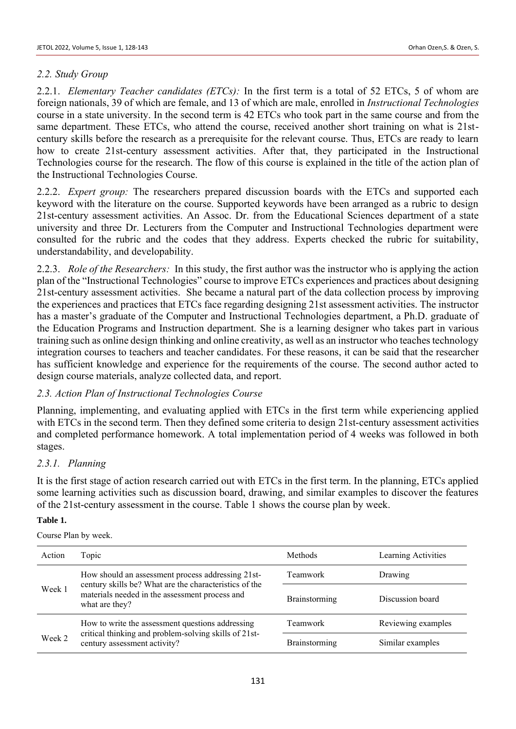### *2.2. Study Group*

2.2.1. *Elementary Teacher candidates (ETCs):* In the first term is a total of 52 ETCs, 5 of whom are foreign nationals, 39 of which are female, and 13 of which are male, enrolled in *Instructional Technologies* course in a state university. In the second term is 42 ETCs who took part in the same course and from the same department. These ETCs, who attend the course, received another short training on what is 21st-century skills before the research as a prerequisite for the relevant course. Thus, ETCs are ready to learn how to create 21st-century assessment activities. After that, they participated in the Instructional Technologies course for the research. The flow of this course is explained in the title of the action plan of the Instructional Technologies Course.

2.2.2. *Expert group:* The researchers prepared discussion boards with the ETCs and supported each keyword with the literature on the course. Supported keywords have been arranged as a rubric to design 21st-century assessment activities. An Assoc. Dr. from the Educational Sciences department of a state university and three Dr. Lecturers from the Computer and Instructional Technologies department were consulted for the rubric and the codes that they address. Experts checked the rubric for suitability, understandability, and developability.

2.2.3. *Role of the Researchers:* In this study, the first author was the instructor who is applying the action plan of the "Instructional Technologies" course to improve ETCs experiences and practices about designing 21st-century assessment activities. She became a natural part of the data collection process by improving the experiences and practices that ETCs face regarding designing 21st assessment activities. The instructor has a master's graduate of the Computer and Instructional Technologies department, a Ph.D. graduate of the Education Programs and Instruction department. She is a learning designer who takes part in various training such as online design thinking and online creativity, as well as an instructor who teaches technology integration courses to teachers and teacher candidates. For these reasons, it can be said that the researcher has sufficient knowledge and experience for the requirements of the course. The second author acted to design course materials, analyze collected data, and report.

### *2.3. Action Plan of Instructional Technologies Course*

Planning, implementing, and evaluating applied with ETCs in the first term while experiencing applied with ETCs in the second term. Then they defined some criteria to design 21st-century assessment activities and completed performance homework. A total implementation period of 4 weeks was followed in both stages.

#### *2.3.1. Planning*

It is the first stage of action research carried out with ETCs in the first term. In the planning, ETCs applied some learning activities such as discussion board, drawing, and similar examples to discover the features of the 21st-century assessment in the course. Table 1 shows the course plan by week.

**Table 1.**

Course Plan by week.

| Action | Topic | Methods | Learning Activities |
| --- | --- | --- | --- |
| Week 1 | How should an assessment process addressing 21st-century skills be? What are the characteristics of the materials needed in the assessment process and what are they? | Teamwork | Drawing |
| | | Brainstorming | Discussion board |
| Week 2 | How to write the assessment questions addressing critical thinking and problem-solving skills of 21st-century assessment activity? | Teamwork | Reviewing examples |
| | | Brainstorming | Similar examples |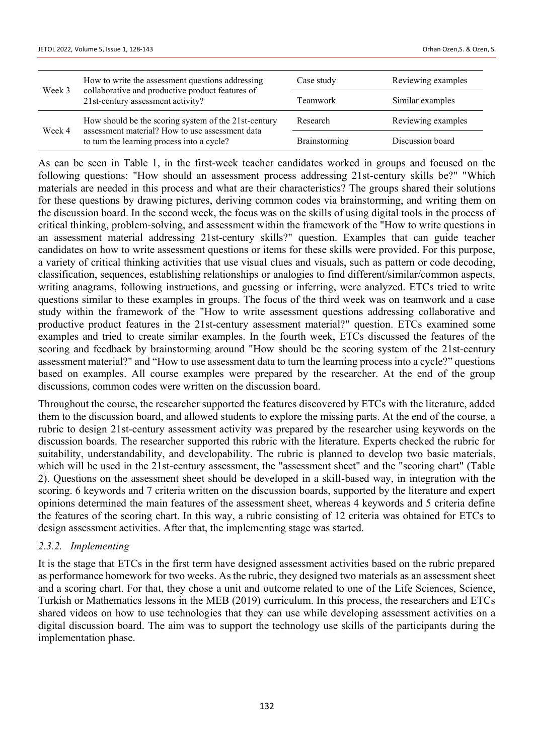| | | | |
|---|---|---|---|
| Week 3 | How to write the assessment questions addressing collaborative and productive product features of 21st-century assessment activity? | Case study | Reviewing examples |
| | | Teamwork | Similar examples |
| Week 4 | How should be the scoring system of the 21st-century assessment material? How to use assessment data to turn the learning process into a cycle? | Research | Reviewing examples |
| | | Brainstorming | Discussion board |

As can be seen in Table 1, in the first-week teacher candidates worked in groups and focused on the following questions: "How should an assessment process addressing 21st-century skills be?" "Which materials are needed in this process and what are their characteristics? The groups shared their solutions for these questions by drawing pictures, deriving common codes via brainstorming, and writing them on the discussion board. In the second week, the focus was on the skills of using digital tools in the process of critical thinking, problem-solving, and assessment within the framework of the "How to write questions in an assessment material addressing 21st-century skills?" question. Examples that can guide teacher candidates on how to write assessment questions or items for these skills were provided. For this purpose, a variety of critical thinking activities that use visual clues and visuals, such as pattern or code decoding, classification, sequences, establishing relationships or analogies to find different/similar/common aspects, writing anagrams, following instructions, and guessing or inferring, were analyzed. ETCs tried to write questions similar to these examples in groups. The focus of the third week was on teamwork and a case study within the framework of the "How to write assessment questions addressing collaborative and productive product features in the 21st-century assessment material?" question. ETCs examined some examples and tried to create similar examples. In the fourth week, ETCs discussed the features of the scoring and feedback by brainstorming around "How should be the scoring system of the 21st-century assessment material?" and "How to use assessment data to turn the learning process into a cycle?" questions based on examples. All course examples were prepared by the researcher. At the end of the group discussions, common codes were written on the discussion board.

Throughout the course, the researcher supported the features discovered by ETCs with the literature, added them to the discussion board, and allowed students to explore the missing parts. At the end of the course, a rubric to design 21st-century assessment activity was prepared by the researcher using keywords on the discussion boards. The researcher supported this rubric with the literature. Experts checked the rubric for suitability, understandability, and developability. The rubric is planned to develop two basic materials, which will be used in the 21st-century assessment, the "assessment sheet" and the "scoring chart" (Table 2). Questions on the assessment sheet should be developed in a skill-based way, in integration with the scoring. 6 keywords and 7 criteria written on the discussion boards, supported by the literature and expert opinions determined the main features of the assessment sheet, whereas 4 keywords and 5 criteria define the features of the scoring chart. In this way, a rubric consisting of 12 criteria was obtained for ETCs to design assessment activities. After that, the implementing stage was started.

### *2.3.2. Implementing*

It is the stage that ETCs in the first term have designed assessment activities based on the rubric prepared as performance homework for two weeks. As the rubric, they designed two materials as an assessment sheet and a scoring chart. For that, they chose a unit and outcome related to one of the Life Sciences, Science, Turkish or Mathematics lessons in the MEB (2019) curriculum. In this process, the researchers and ETCs shared videos on how to use technologies that they can use while developing assessment activities on a digital discussion board. The aim was to support the technology use skills of the participants during the implementation phase.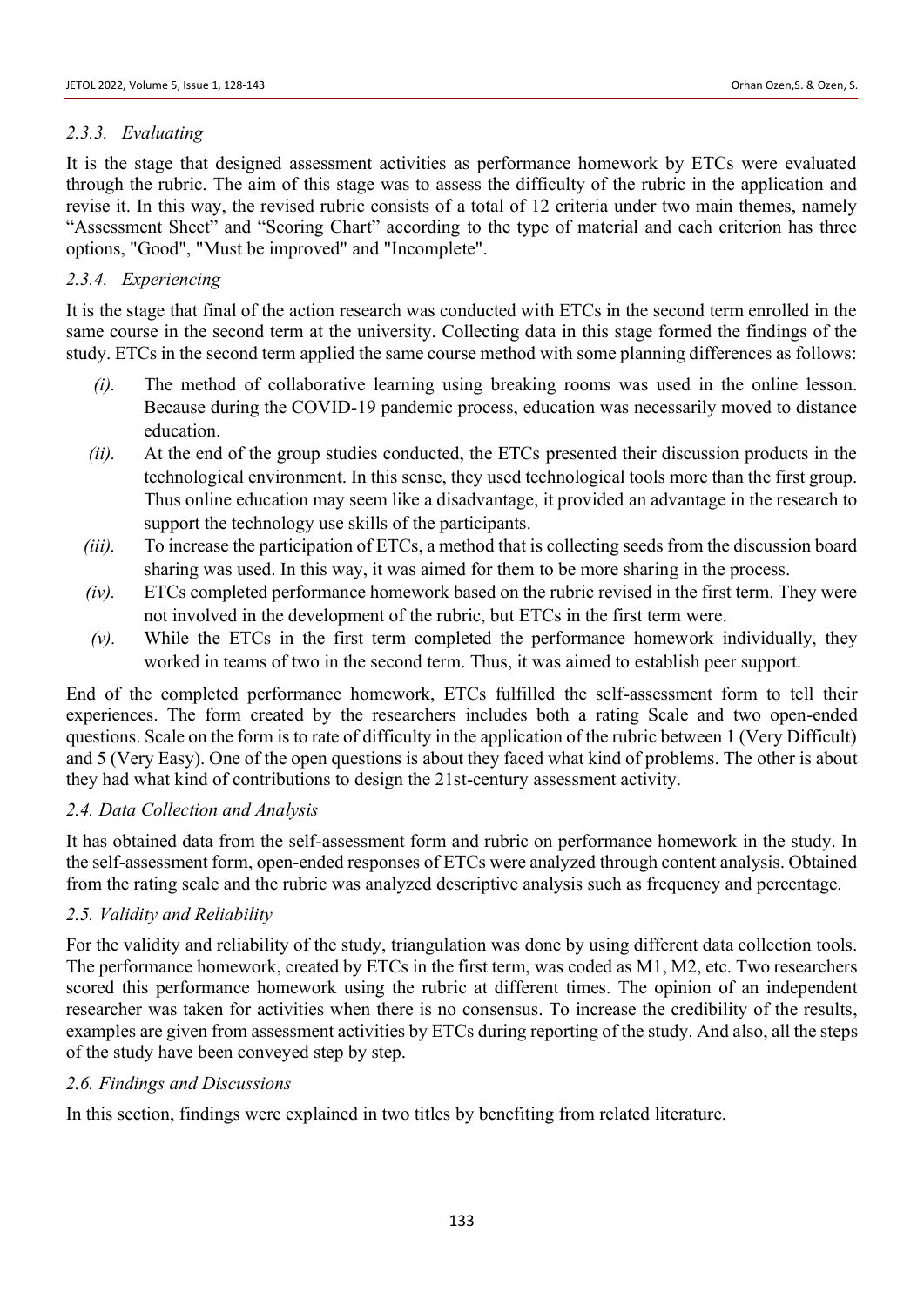### *2.3.3. Evaluating*

It is the stage that designed assessment activities as performance homework by ETCs were evaluated through the rubric. The aim of this stage was to assess the difficulty of the rubric in the application and revise it. In this way, the revised rubric consists of a total of 12 criteria under two main themes, namely "Assessment Sheet" and "Scoring Chart" according to the type of material and each criterion has three options, "Good", "Must be improved" and "Incomplete".

### *2.3.4. Experiencing*

It is the stage that final of the action research was conducted with ETCs in the second term enrolled in the same course in the second term at the university. Collecting data in this stage formed the findings of the study. ETCs in the second term applied the same course method with some planning differences as follows:

*(i).* The method of collaborative learning using breaking rooms was used in the online lesson. Because during the COVID-19 pandemic process, education was necessarily moved to distance education.

*(ii).* At the end of the group studies conducted, the ETCs presented their discussion products in the technological environment. In this sense, they used technological tools more than the first group. Thus online education may seem like a disadvantage, it provided an advantage in the research to support the technology use skills of the participants.

*(iii).* To increase the participation of ETCs, a method that is collecting seeds from the discussion board sharing was used. In this way, it was aimed for them to be more sharing in the process.

*(iv).* ETCs completed performance homework based on the rubric revised in the first term. They were not involved in the development of the rubric, but ETCs in the first term were.

*(v).* While the ETCs in the first term completed the performance homework individually, they worked in teams of two in the second term. Thus, it was aimed to establish peer support.

End of the completed performance homework, ETCs fulfilled the self-assessment form to tell their experiences. The form created by the researchers includes both a rating Scale and two open-ended questions. Scale on the form is to rate of difficulty in the application of the rubric between 1 (Very Difficult) and 5 (Very Easy). One of the open questions is about they faced what kind of problems. The other is about they had what kind of contributions to design the 21st-century assessment activity.

### *2.4. Data Collection and Analysis*

It has obtained data from the self-assessment form and rubric on performance homework in the study. In the self-assessment form, open-ended responses of ETCs were analyzed through content analysis. Obtained from the rating scale and the rubric was analyzed descriptive analysis such as frequency and percentage.

### *2.5. Validity and Reliability*

For the validity and reliability of the study, triangulation was done by using different data collection tools. The performance homework, created by ETCs in the first term, was coded as M1, M2, etc. Two researchers scored this performance homework using the rubric at different times. The opinion of an independent researcher was taken for activities when there is no consensus. To increase the credibility of the results, examples are given from assessment activities by ETCs during reporting of the study. And also, all the steps of the study have been conveyed step by step.

### *2.6. Findings and Discussions*

In this section, findings were explained in two titles by benefiting from related literature.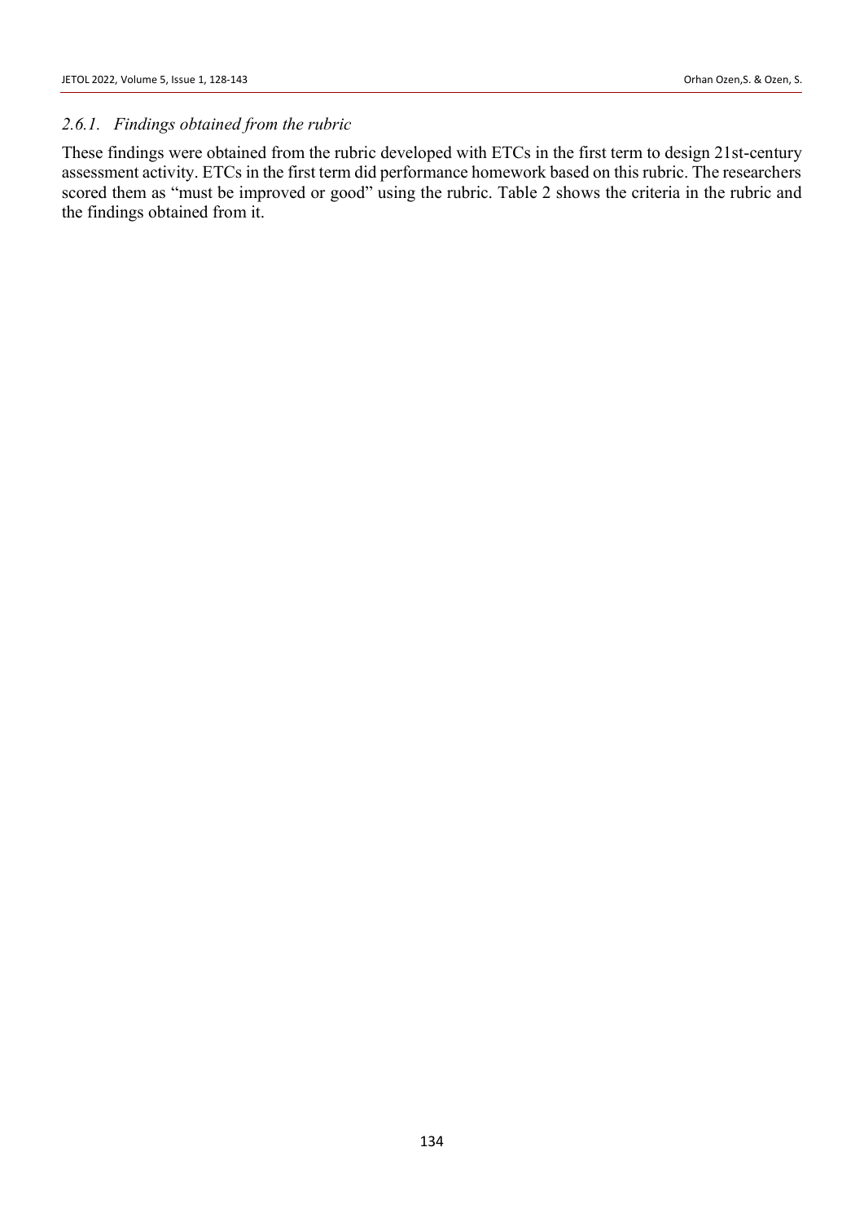### *2.6.1. Findings obtained from the rubric*

These findings were obtained from the rubric developed with ETCs in the first term to design 21st-century assessment activity. ETCs in the first term did performance homework based on this rubric. The researchers scored them as "must be improved or good" using the rubric. Table 2 shows the criteria in the rubric and the findings obtained from it.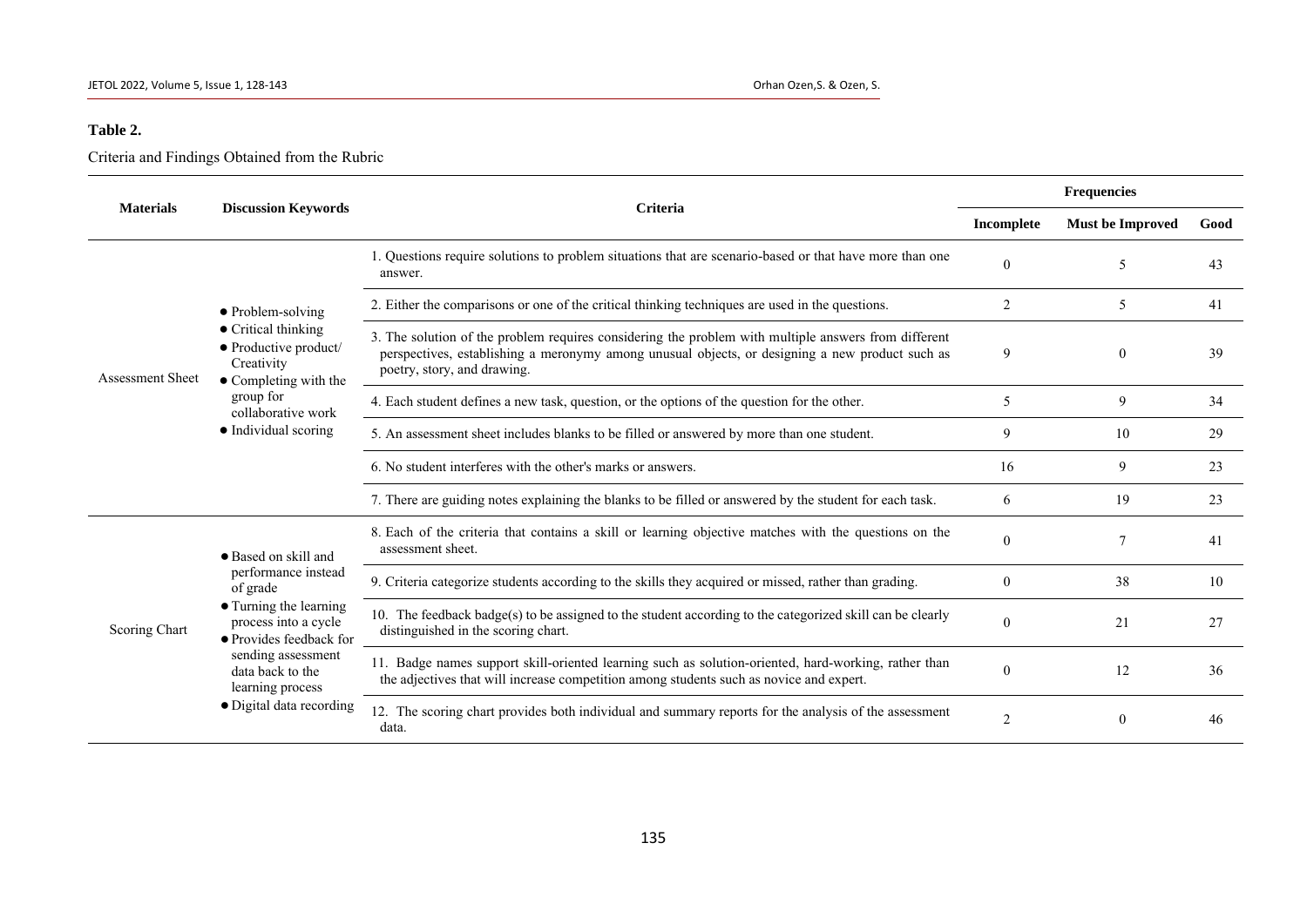**Table 2.**

Criteria and Findings Obtained from the Rubric

| Materials | Discussion Keywords | Criteria | Frequencies | | |
|---|---|---|---|---|---|
| | | | Incomplete | Must be Improved | Good |
| Assessment Sheet | • Problem-solving<br>• Critical thinking<br>• Productive product/ Creativity<br>• Completing with the group for collaborative work<br>• Individual scoring | 1. Questions require solutions to problem situations that are scenario-based or that have more than one answer. | 0 | 5 | 43 |
| | | 2. Either the comparisons or one of the critical thinking techniques are used in the questions. | 2 | 5 | 41 |
| | | 3. The solution of the problem requires considering the problem with multiple answers from different perspectives, establishing a meronymy among unusual objects, or designing a new product such as poetry, story, and drawing. | 9 | 0 | 39 |
| | | 4. Each student defines a new task, question, or the options of the question for the other. | 5 | 9 | 34 |
| | | 5. An assessment sheet includes blanks to be filled or answered by more than one student. | 9 | 10 | 29 |
| | | 6. No student interferes with the other's marks or answers. | 16 | 9 | 23 |
| | | 7. There are guiding notes explaining the blanks to be filled or answered by the student for each task. | 6 | 19 | 23 |
| Scoring Chart | • Based on skill and performance instead of grade<br>• Turning the learning process into a cycle<br>• Provides feedback for sending assessment data back to the learning process<br>• Digital data recording | 8. Each of the criteria that contains a skill or learning objective matches with the questions on the assessment sheet. | 0 | 7 | 41 |
| | | 9. Criteria categorize students according to the skills they acquired or missed, rather than grading. | 0 | 38 | 10 |
| | | 10. The feedback badge(s) to be assigned to the student according to the categorized skill can be clearly distinguished in the scoring chart. | 0 | 21 | 27 |
| | | 11. Badge names support skill-oriented learning such as solution-oriented, hard-working, rather than the adjectives that will increase competition among students such as novice and expert. | 0 | 12 | 36 |
| | | 12. The scoring chart provides both individual and summary reports for the analysis of the assessment data. | 2 | 0 | 46 |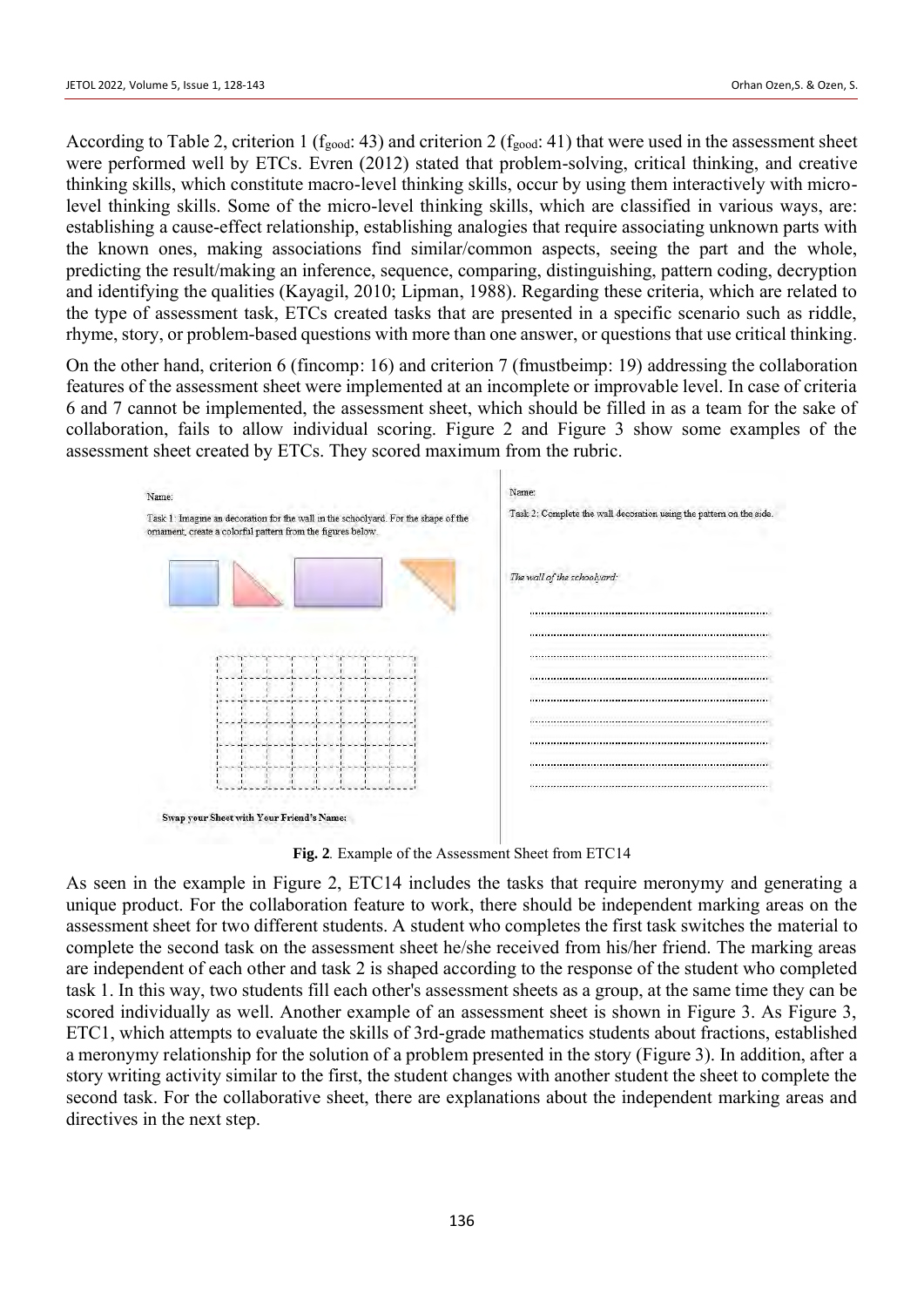According to Table 2, criterion 1 ($f_{good}$: 43) and criterion 2 ($f_{good}$: 41) that were used in the assessment sheet were performed well by ETCs. Evren (2012) stated that problem-solving, critical thinking, and creative thinking skills, which constitute macro-level thinking skills, occur by using them interactively with micro-level thinking skills. Some of the micro-level thinking skills, which are classified in various ways, are: establishing a cause-effect relationship, establishing analogies that require associating unknown parts with the known ones, making associations find similar/common aspects, seeing the part and the whole, predicting the result/making an inference, sequence, comparing, distinguishing, pattern coding, decryption and identifying the qualities (Kayagil, 2010; Lipman, 1988). Regarding these criteria, which are related to the type of assessment task, ETCs created tasks that are presented in a specific scenario such as riddle, rhyme, story, or problem-based questions with more than one answer, or questions that use critical thinking.

On the other hand, criterion 6 ($f_{incomp}$: 16) and criterion 7 ($f_{mustbeimp}$: 19) addressing the collaboration features of the assessment sheet were implemented at an incomplete or improvable level. In case of criteria 6 and 7 cannot be implemented, the assessment sheet, which should be filled in as a team for the sake of collaboration, fails to allow individual scoring. Figure 2 and Figure 3 show some examples of the assessment sheet created by ETCs. They scored maximum from the rubric.

Name:

Task 1: Imagine an decoration for the wall in the schoolyard. For the shape of the ornament, create a colorful pattern from the figures below.

Swap your Sheet with Your Friend's Name:

Name:

Task 2: Complete the wall decoration using the pattern on the side.

*The wall of the schoolyard:*

**Fig. 2**. Example of the Assessment Sheet from ETC14

As seen in the example in Figure 2, ETC14 includes the tasks that require meronymy and generating a unique product. For the collaboration feature to work, there should be independent marking areas on the assessment sheet for two different students. A student who completes the first task switches the material to complete the second task on the assessment sheet he/she received from his/her friend. The marking areas are independent of each other and task 2 is shaped according to the response of the student who completed task 1. In this way, two students fill each other's assessment sheets as a group, at the same time they can be scored individually as well. Another example of an assessment sheet is shown in Figure 3. As Figure 3, ETC1, which attempts to evaluate the skills of 3rd-grade mathematics students about fractions, established a meronymy relationship for the solution of a problem presented in the story (Figure 3). In addition, after a story writing activity similar to the first, the student changes with another student the sheet to complete the second task. For the collaborative sheet, there are explanations about the independent marking areas and directives in the next step.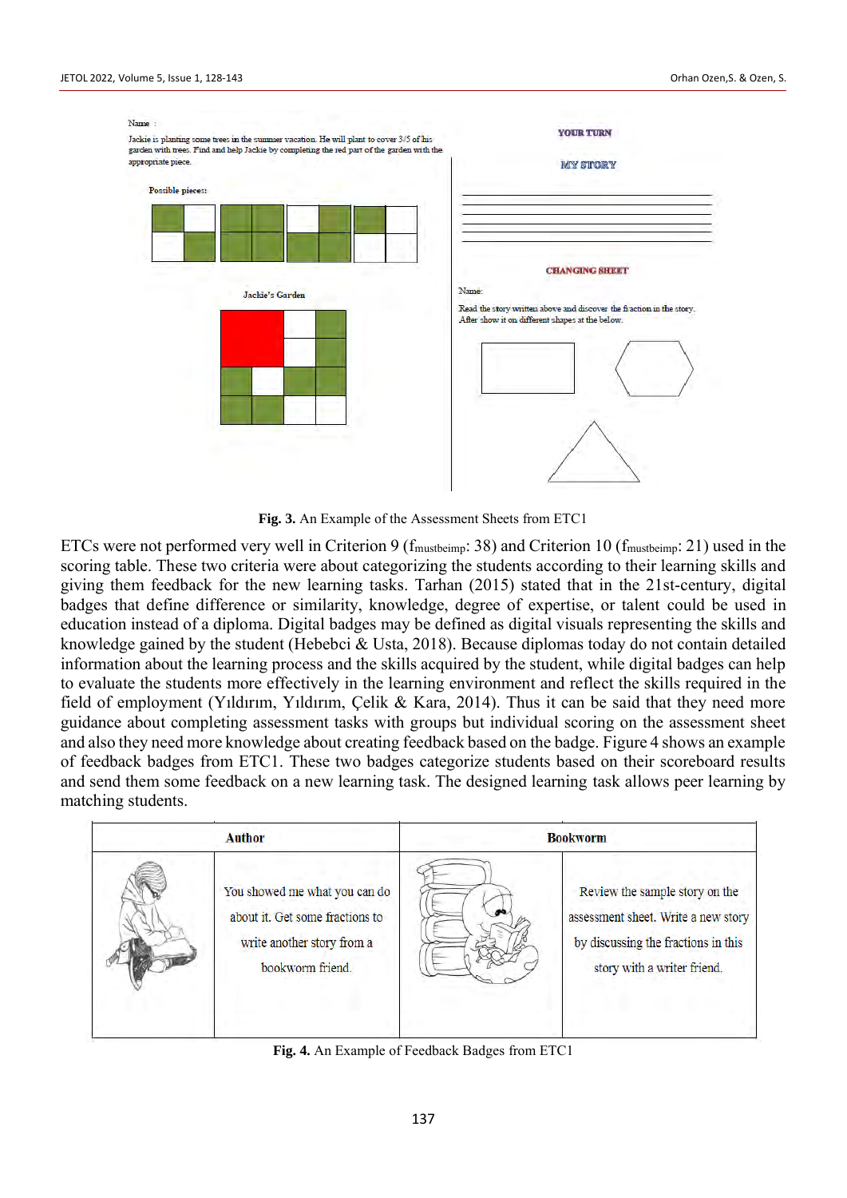Name :

Jackie is planting some trees in the summer vacation. He will plant to cover 3/5 of his garden with trees. Find and help Jackie by completing the red part of the garden with the appropriate piece.

Possible pieces:

Jackie's Garden

YOUR TURN

MY STORY

CHANGING SHEET

Name:

Read the story written above and discover the fraction in the story. After show it on different shapes at the below.

**Fig. 3.** An Example of the Assessment Sheets from ETC1

ETCs were not performed very well in Criterion 9 ($f_{mustbeimp}$: 38) and Criterion 10 ($f_{mustbeimp}$: 21) used in the scoring table. These two criteria were about categorizing the students according to their learning skills and giving them feedback for the new learning tasks. Tarhan (2015) stated that in the 21st-century, digital badges that define difference or similarity, knowledge, degree of expertise, or talent could be used in education instead of a diploma. Digital badges may be defined as digital visuals representing the skills and knowledge gained by the student (Hebebci & Usta, 2018). Because diplomas today do not contain detailed information about the learning process and the skills acquired by the student, while digital badges can help to evaluate the students more effectively in the learning environment and reflect the skills required in the field of employment (Yıldırım, Yıldırım, Çelik & Kara, 2014). Thus it can be said that they need more guidance about completing assessment tasks with groups but individual scoring on the assessment sheet and also they need more knowledge about creating feedback based on the badge. Figure 4 shows an example of feedback badges from ETC1. These two badges categorize students based on their scoreboard results and send them some feedback on a new learning task. The designed learning task allows peer learning by matching students.

| Author | | Bookworm | |
|---|---|---|---|
| | You showed me what you can do about it. Get some fractions to write another story from a bookworm friend. | | Review the sample story on the assessment sheet. Write a new story by discussing the fractions in this story with a writer friend. |

**Fig. 4.** An Example of Feedback Badges from ETC1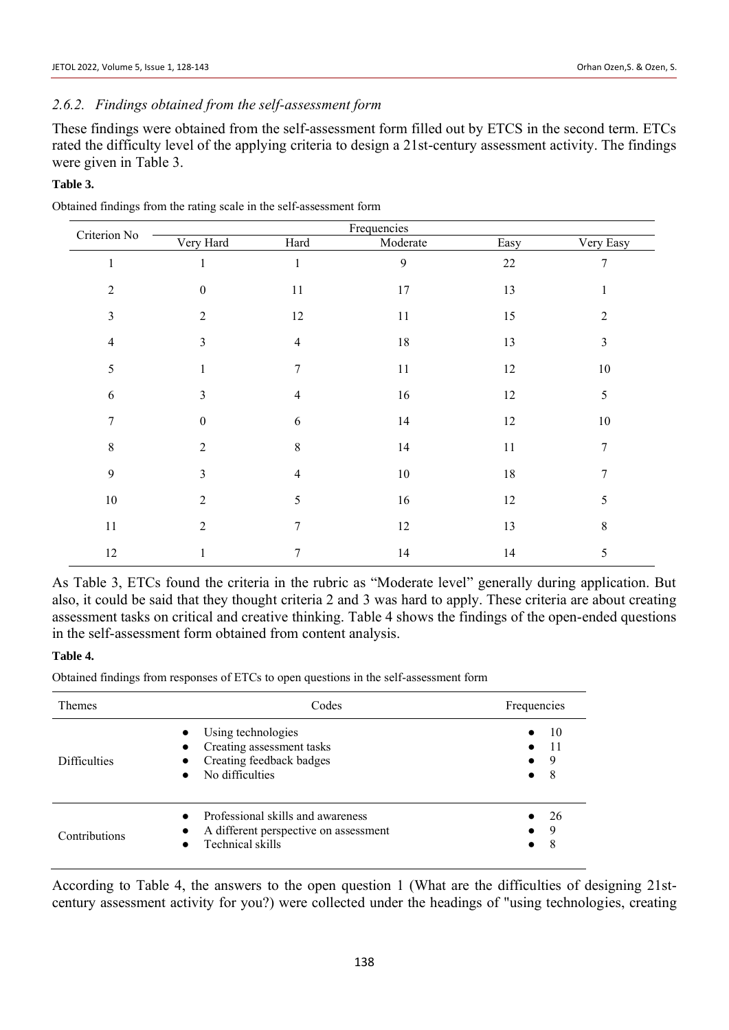### *2.6.2. Findings obtained from the self-assessment form*

These findings were obtained from the self-assessment form filled out by ETCS in the second term. ETCs rated the difficulty level of the applying criteria to design a 21st-century assessment activity. The findings were given in Table 3.

**Table 3.**

Obtained findings from the rating scale in the self-assessment form

| Criterion No | Frequencies | | | | |
|---|---|---|---|---|---|
| | Very Hard | Hard | Moderate | Easy | Very Easy |
| 1 | 1 | 1 | 9 | 22 | 7 |
| 2 | 0 | 11 | 17 | 13 | 1 |
| 3 | 2 | 12 | 11 | 15 | 2 |
| 4 | 3 | 4 | 18 | 13 | 3 |
| 5 | 1 | 7 | 11 | 12 | 10 |
| 6 | 3 | 4 | 16 | 12 | 5 |
| 7 | 0 | 6 | 14 | 12 | 10 |
| 8 | 2 | 8 | 14 | 11 | 7 |
| 9 | 3 | 4 | 10 | 18 | 7 |
| 10 | 2 | 5 | 16 | 12 | 5 |
| 11 | 2 | 7 | 12 | 13 | 8 |
| 12 | 1 | 7 | 14 | 14 | 5 |

As Table 3, ETCs found the criteria in the rubric as "Moderate level" generally during application. But also, it could be said that they thought criteria 2 and 3 was hard to apply. These criteria are about creating assessment tasks on critical and creative thinking. Table 4 shows the findings of the open-ended questions in the self-assessment form obtained from content analysis.

**Table 4.**

Obtained findings from responses of ETCs to open questions in the self-assessment form

| Themes | Codes | Frequencies |
|---|---|---|
| Difficulties | • Using technologies<br>• Creating assessment tasks<br>• Creating feedback badges<br>• No difficulties | • 10<br>• 11<br>• 9<br>• 8 |
| Contributions | • Professional skills and awareness<br>• A different perspective on assessment<br>• Technical skills | • 26<br>• 9<br>• 8 |

According to Table 4, the answers to the open question 1 (What are the difficulties of designing 21st-century assessment activity for you?) were collected under the headings of "using technologies, creating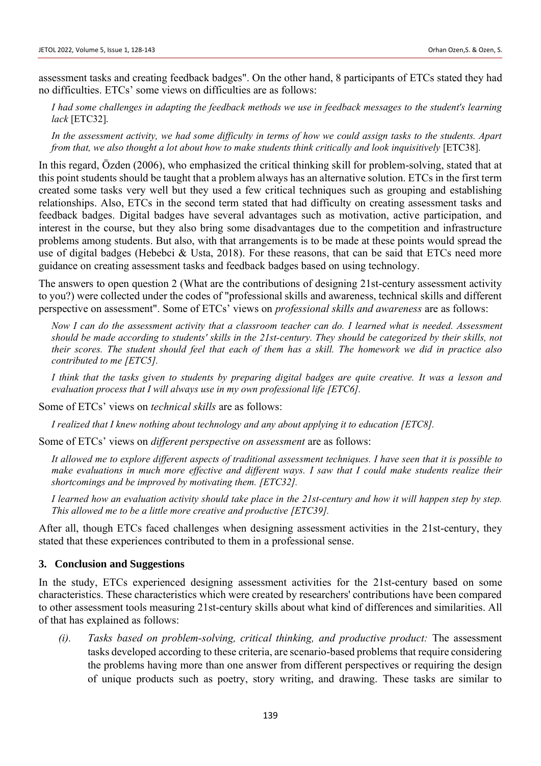assessment tasks and creating feedback badges". On the other hand, 8 participants of ETCs stated they had no difficulties. ETCs' some views on difficulties are as follows:

> *I had some challenges in adapting the feedback methods we use in feedback messages to the student's learning lack* [ETC32].

> *In the assessment activity, we had some difficulty in terms of how we could assign tasks to the students. Apart from that, we also thought a lot about how to make students think critically and look inquisitively* [ETC38].

In this regard, Özden (2006), who emphasized the critical thinking skill for problem-solving, stated that at this point students should be taught that a problem always has an alternative solution. ETCs in the first term created some tasks very well but they used a few critical techniques such as grouping and establishing relationships. Also, ETCs in the second term stated that had difficulty on creating assessment tasks and feedback badges. Digital badges have several advantages such as motivation, active participation, and interest in the course, but they also bring some disadvantages due to the competition and infrastructure problems among students. But also, with that arrangements is to be made at these points would spread the use of digital badges (Hebebci & Usta, 2018). For these reasons, that can be said that ETCs need more guidance on creating assessment tasks and feedback badges based on using technology.

The answers to open question 2 (What are the contributions of designing 21st-century assessment activity to you?) were collected under the codes of "professional skills and awareness, technical skills and different perspective on assessment". Some of ETCs' views on *professional skills and awareness* are as follows:

> *Now I can do the assessment activity that a classroom teacher can do. I learned what is needed. Assessment should be made according to students' skills in the 21st-century. They should be categorized by their skills, not their scores. The student should feel that each of them has a skill. The homework we did in practice also contributed to me [ETC5].*

> *I think that the tasks given to students by preparing digital badges are quite creative. It was a lesson and evaluation process that I will always use in my own professional life [ETC6].*

Some of ETCs' views on *technical skills* are as follows:

> *I realized that I knew nothing about technology and any about applying it to education [ETC8].*

Some of ETCs' views on *different perspective on assessment* are as follows:

> *It allowed me to explore different aspects of traditional assessment techniques. I have seen that it is possible to make evaluations in much more effective and different ways. I saw that I could make students realize their shortcomings and be improved by motivating them. [ETC32].*

> *I learned how an evaluation activity should take place in the 21st-century and how it will happen step by step. This allowed me to be a little more creative and productive [ETC39].*

After all, though ETCs faced challenges when designing assessment activities in the 21st-century, they stated that these experiences contributed to them in a professional sense.

## 3. Conclusion and Suggestions

In the study, ETCs experienced designing assessment activities for the 21st-century based on some characteristics. These characteristics which were created by researchers' contributions have been compared to other assessment tools measuring 21st-century skills about what kind of differences and similarities. All of that has explained as follows:

*(i). Tasks based on problem-solving, critical thinking, and productive product:* The assessment tasks developed according to these criteria, are scenario-based problems that require considering the problems having more than one answer from different perspectives or requiring the design of unique products such as poetry, story writing, and drawing. These tasks are similar to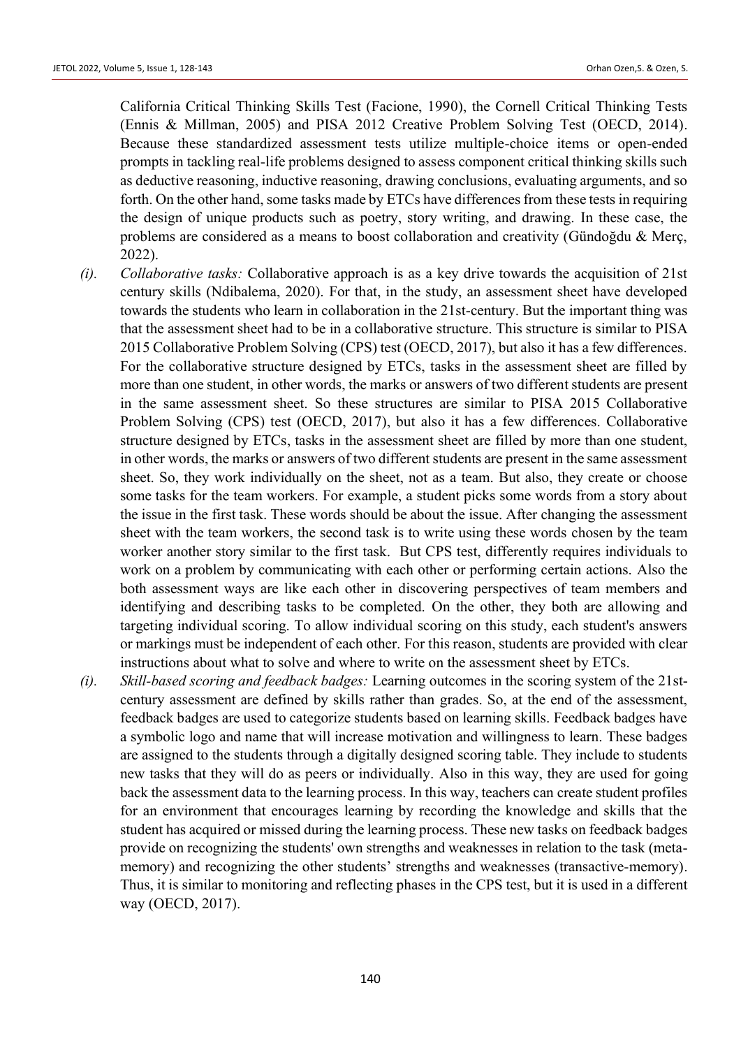California Critical Thinking Skills Test (Facione, 1990), the Cornell Critical Thinking Tests (Ennis & Millman, 2005) and PISA 2012 Creative Problem Solving Test (OECD, 2014). Because these standardized assessment tests utilize multiple-choice items or open-ended prompts in tackling real-life problems designed to assess component critical thinking skills such as deductive reasoning, inductive reasoning, drawing conclusions, evaluating arguments, and so forth. On the other hand, some tasks made by ETCs have differences from these tests in requiring the design of unique products such as poetry, story writing, and drawing. In these case, the problems are considered as a means to boost collaboration and creativity (Gündoğdu & Merç, 2022).

(i). *Collaborative tasks:* Collaborative approach is as a key drive towards the acquisition of 21st century skills (Ndibalema, 2020). For that, in the study, an assessment sheet have developed towards the students who learn in collaboration in the 21st-century. But the important thing was that the assessment sheet had to be in a collaborative structure. This structure is similar to PISA 2015 Collaborative Problem Solving (CPS) test (OECD, 2017), but also it has a few differences. For the collaborative structure designed by ETCs, tasks in the assessment sheet are filled by more than one student, in other words, the marks or answers of two different students are present in the same assessment sheet. So these structures are similar to PISA 2015 Collaborative Problem Solving (CPS) test (OECD, 2017), but also it has a few differences. Collaborative structure designed by ETCs, tasks in the assessment sheet are filled by more than one student, in other words, the marks or answers of two different students are present in the same assessment sheet. So, they work individually on the sheet, not as a team. But also, they create or choose some tasks for the team workers. For example, a student picks some words from a story about the issue in the first task. These words should be about the issue. After changing the assessment sheet with the team workers, the second task is to write using these words chosen by the team worker another story similar to the first task. But CPS test, differently requires individuals to work on a problem by communicating with each other or performing certain actions. Also the both assessment ways are like each other in discovering perspectives of team members and identifying and describing tasks to be completed. On the other, they both are allowing and targeting individual scoring. To allow individual scoring on this study, each student's answers or markings must be independent of each other. For this reason, students are provided with clear instructions about what to solve and where to write on the assessment sheet by ETCs.

(i). *Skill-based scoring and feedback badges:* Learning outcomes in the scoring system of the 21st-century assessment are defined by skills rather than grades. So, at the end of the assessment, feedback badges are used to categorize students based on learning skills. Feedback badges have a symbolic logo and name that will increase motivation and willingness to learn. These badges are assigned to the students through a digitally designed scoring table. They include to students new tasks that they will do as peers or individually. Also in this way, they are used for going back the assessment data to the learning process. In this way, teachers can create student profiles for an environment that encourages learning by recording the knowledge and skills that the student has acquired or missed during the learning process. These new tasks on feedback badges provide on recognizing the students' own strengths and weaknesses in relation to the task (meta-memory) and recognizing the other students' strengths and weaknesses (transactive-memory). Thus, it is similar to monitoring and reflecting phases in the CPS test, but it is used in a different way (OECD, 2017).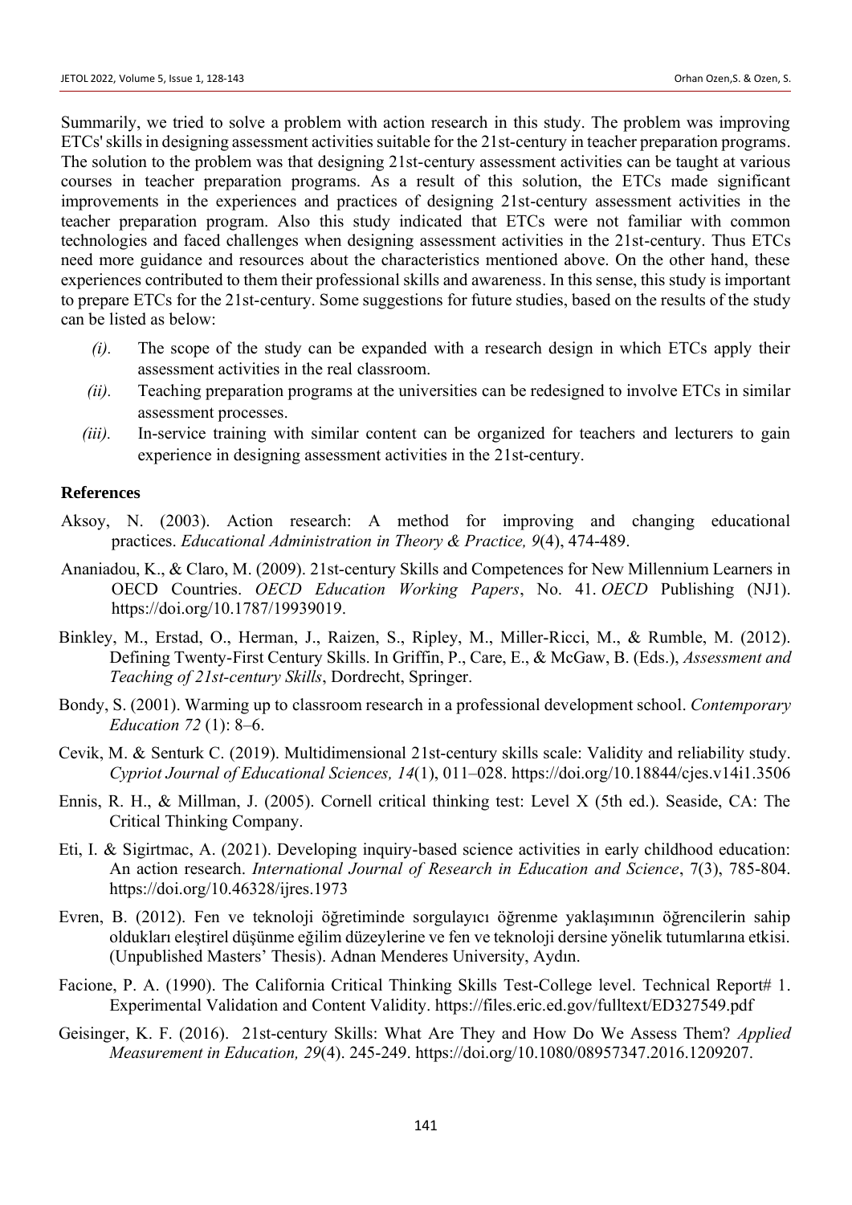Summarily, we tried to solve a problem with action research in this study. The problem was improving ETCs' skills in designing assessment activities suitable for the 21st-century in teacher preparation programs. The solution to the problem was that designing 21st-century assessment activities can be taught at various courses in teacher preparation programs. As a result of this solution, the ETCs made significant improvements in the experiences and practices of designing 21st-century assessment activities in the teacher preparation program. Also this study indicated that ETCs were not familiar with common technologies and faced challenges when designing assessment activities in the 21st-century. Thus ETCs need more guidance and resources about the characteristics mentioned above. On the other hand, these experiences contributed to them their professional skills and awareness. In this sense, this study is important to prepare ETCs for the 21st-century. Some suggestions for future studies, based on the results of the study can be listed as below:

- *(i).* The scope of the study can be expanded with a research design in which ETCs apply their assessment activities in the real classroom.
- *(ii).* Teaching preparation programs at the universities can be redesigned to involve ETCs in similar assessment processes.
- *(iii).* In-service training with similar content can be organized for teachers and lecturers to gain experience in designing assessment activities in the 21st-century.

## References

Aksoy, N. (2003). Action research: A method for improving and changing educational practices. *Educational Administration in Theory & Practice, 9*(4), 474-489.

Ananiadou, K., & Claro, M. (2009). 21st-century Skills and Competences for New Millennium Learners in OECD Countries. *OECD Education Working Papers*, No. 41. *OECD* Publishing (NJ1). https://doi.org/10.1787/19939019.

Binkley, M., Erstad, O., Herman, J., Raizen, S., Ripley, M., Miller-Ricci, M., & Rumble, M. (2012). Defining Twenty-First Century Skills. In Griffin, P., Care, E., & McGaw, B. (Eds.), *Assessment and Teaching of 21st-century Skills*, Dordrecht, Springer.

Bondy, S. (2001). Warming up to classroom research in a professional development school. *Contemporary Education 72* (1): 8–6.

Cevik, M. & Senturk C. (2019). Multidimensional 21st-century skills scale: Validity and reliability study. *Cypriot Journal of Educational Sciences, 14*(1), 011–028. https://doi.org/10.18844/cjes.v14i1.3506

Ennis, R. H., & Millman, J. (2005). Cornell critical thinking test: Level X (5th ed.). Seaside, CA: The Critical Thinking Company.

Eti, I. & Sigirtmac, A. (2021). Developing inquiry-based science activities in early childhood education: An action research. *International Journal of Research in Education and Science*, 7(3), 785-804. https://doi.org/10.46328/ijres.1973

Evren, B. (2012). Fen ve teknoloji öğretiminde sorgulayıcı öğrenme yaklaşımının öğrencilerin sahip oldukları eleştirel düşünme eğilim düzeylerine ve fen ve teknoloji dersine yönelik tutumlarına etkisi. (Unpublished Masters' Thesis). Adnan Menderes University, Aydın.

Facione, P. A. (1990). The California Critical Thinking Skills Test-College level. Technical Report# 1. Experimental Validation and Content Validity. https://files.eric.ed.gov/fulltext/ED327549.pdf

Geisinger, K. F. (2016). 21st-century Skills: What Are They and How Do We Assess Them? *Applied Measurement in Education, 29*(4). 245-249. https://doi.org/10.1080/08957347.2016.1209207.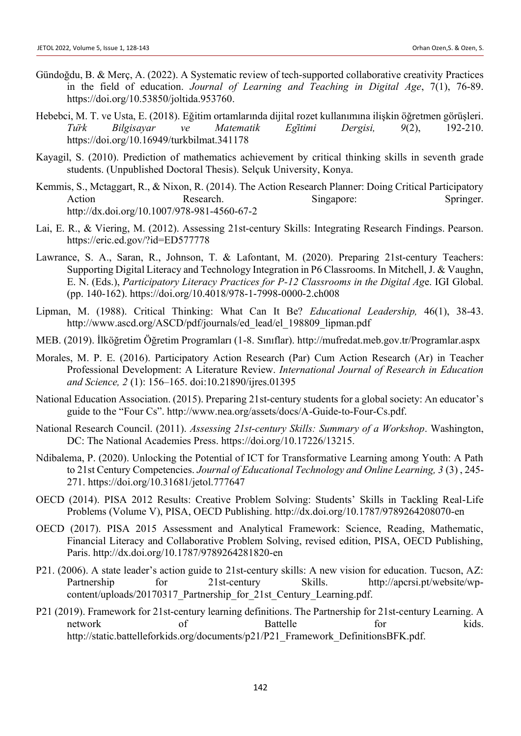Gündoğdu, B. & Merç, A. (2022). A Systematic review of tech-supported collaborative creativity Practices in the field of education. *Journal of Learning and Teaching in Digital Age*, 7(1), 76-89. https://doi.org/10.53850/joltida.953760.

Hebebci, M. T. ve Usta, E. (2018). Eğitim ortamlarında dijital rozet kullanımına ilişkin öğretmen görüşleri. *Türk Bilgisayar ve Matematik Eğitimi Dergisi, 9*(2), 192-210. https://doi.org/10.16949/turkbilmat.341178

Kayagil, S. (2010). Prediction of mathematics achievement by critical thinking skills in seventh grade students. (Unpublished Doctoral Thesis). Selçuk University, Konya.

Kemmis, S., Mctaggart, R., & Nixon, R. (2014). The Action Research Planner: Doing Critical Participatory Action Research. Singapore: Springer. http://dx.doi.org/10.1007/978-981-4560-67-2

Lai, E. R., & Viering, M. (2012). Assessing 21st-century Skills: Integrating Research Findings. Pearson. https://eric.ed.gov/?id=ED577778

Lawrance, S. A., Saran, R., Johnson, T. & Lafontant, M. (2020). Preparing 21st-century Teachers: Supporting Digital Literacy and Technology Integration in P6 Classrooms. In Mitchell, J. & Vaughn, E. N. (Eds.), *Participatory Literacy Practices for P-12 Classrooms in the Digital Ag*e. IGI Global. (pp. 140-162). https://doi.org/10.4018/978-1-7998-0000-2.ch008

Lipman, M. (1988). Critical Thinking: What Can It Be? *Educational Leadership,* 46(1), 38-43. http://www.ascd.org/ASCD/pdf/journals/ed_lead/el_198809_lipman.pdf

MEB. (2019). İlköğretim Öğretim Programları (1-8. Sınıflar). http://mufredat.meb.gov.tr/Programlar.aspx

Morales, M. P. E. (2016). Participatory Action Research (Par) Cum Action Research (Ar) in Teacher Professional Development: A Literature Review. *International Journal of Research in Education and Science, 2* (1): 156–165. doi:10.21890/ijres.01395

National Education Association. (2015). Preparing 21st-century students for a global society: An educator's guide to the "Four Cs". http://www.nea.org/assets/docs/A-Guide-to-Four-Cs.pdf.

National Research Council. (2011). *Assessing 21st-century Skills: Summary of a Workshop*. Washington, DC: The National Academies Press. https://doi.org/10.17226/13215.

Ndibalema, P. (2020). Unlocking the Potential of ICT for Transformative Learning among Youth: A Path to 21st Century Competencies. *Journal of Educational Technology and Online Learning, 3* (3) , 245-271. https://doi.org/10.31681/jetol.777647

OECD (2014). PISA 2012 Results: Creative Problem Solving: Students' Skills in Tackling Real-Life Problems (Volume V), PISA, OECD Publishing. http://dx.doi.org/10.1787/9789264208070-en

OECD (2017). PISA 2015 Assessment and Analytical Framework: Science, Reading, Mathematic, Financial Literacy and Collaborative Problem Solving, revised edition, PISA, OECD Publishing, Paris. http://dx.doi.org/10.1787/9789264281820-en

P21. (2006). A state leader's action guide to 21st-century skills: A new vision for education. Tucson, AZ: Partnership for 21st-century Skills. http://apcrsi.pt/website/wp-content/uploads/20170317_Partnership_for_21st_Century_Learning.pdf.

P21 (2019). Framework for 21st-century learning definitions. The Partnership for 21st-century Learning. A network of Battelle for kids. http://static.battelleforkids.org/documents/p21/P21_Framework_DefinitionsBFK.pdf.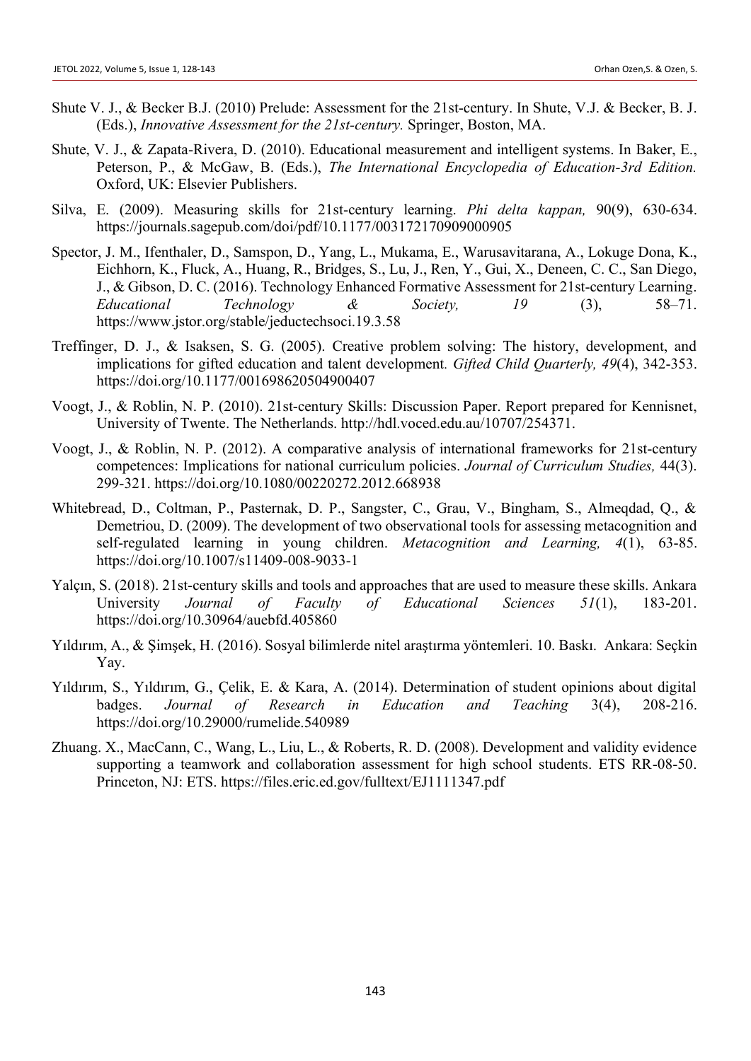Shute V. J., & Becker B.J. (2010) Prelude: Assessment for the 21st-century. In Shute, V.J. & Becker, B. J. (Eds.), *Innovative Assessment for the 21st-century.* Springer, Boston, MA.

Shute, V. J., & Zapata-Rivera, D. (2010). Educational measurement and intelligent systems. In Baker, E., Peterson, P., & McGaw, B. (Eds.), *The International Encyclopedia of Education-3rd Edition.* Oxford, UK: Elsevier Publishers.

Silva, E. (2009). Measuring skills for 21st-century learning. *Phi delta kappan,* 90(9), 630-634. https://journals.sagepub.com/doi/pdf/10.1177/003172170909000905

Spector, J. M., Ifenthaler, D., Samspon, D., Yang, L., Mukama, E., Warusavitarana, A., Lokuge Dona, K., Eichhorn, K., Fluck, A., Huang, R., Bridges, S., Lu, J., Ren, Y., Gui, X., Deneen, C. C., San Diego, J., & Gibson, D. C. (2016). Technology Enhanced Formative Assessment for 21st-century Learning. *Educational Technology & Society, 19* (3), 58–71. https://www.jstor.org/stable/jeductechsoci.19.3.58

Treffinger, D. J., & Isaksen, S. G. (2005). Creative problem solving: The history, development, and implications for gifted education and talent development*. Gifted Child Quarterly, 49*(4), 342-353. https://doi.org/10.1177/001698620504900407

Voogt, J., & Roblin, N. P. (2010). 21st-century Skills: Discussion Paper. Report prepared for Kennisnet, University of Twente. The Netherlands. http://hdl.voced.edu.au/10707/254371.

Voogt, J., & Roblin, N. P. (2012). A comparative analysis of international frameworks for 21st-century competences: Implications for national curriculum policies. *Journal of Curriculum Studies,* 44(3). 299-321. https://doi.org/10.1080/00220272.2012.668938

Whitebread, D., Coltman, P., Pasternak, D. P., Sangster, C., Grau, V., Bingham, S., Almeqdad, Q., & Demetriou, D. (2009). The development of two observational tools for assessing metacognition and self-regulated learning in young children. *Metacognition and Learning, 4*(1), 63-85. https://doi.org/10.1007/s11409-008-9033-1

Yalçın, S. (2018). 21st-century skills and tools and approaches that are used to measure these skills. Ankara University *Journal of Faculty of Educational Sciences 51*(1), 183-201. https://doi.org/10.30964/auebfd.405860

Yıldırım, A., & Şimşek, H. (2016). Sosyal bilimlerde nitel araştırma yöntemleri. 10. Baskı. Ankara: Seçkin Yay.

Yıldırım, S., Yıldırım, G., Çelik, E. & Kara, A. (2014). Determination of student opinions about digital badges. *Journal of Research in Education and Teaching* 3(4), 208-216. https://doi.org/10.29000/rumelide.540989

Zhuang. X., MacCann, C., Wang, L., Liu, L., & Roberts, R. D. (2008). Development and validity evidence supporting a teamwork and collaboration assessment for high school students. ETS RR-08-50. Princeton, NJ: ETS. https://files.eric.ed.gov/fulltext/EJ1111347.pdf